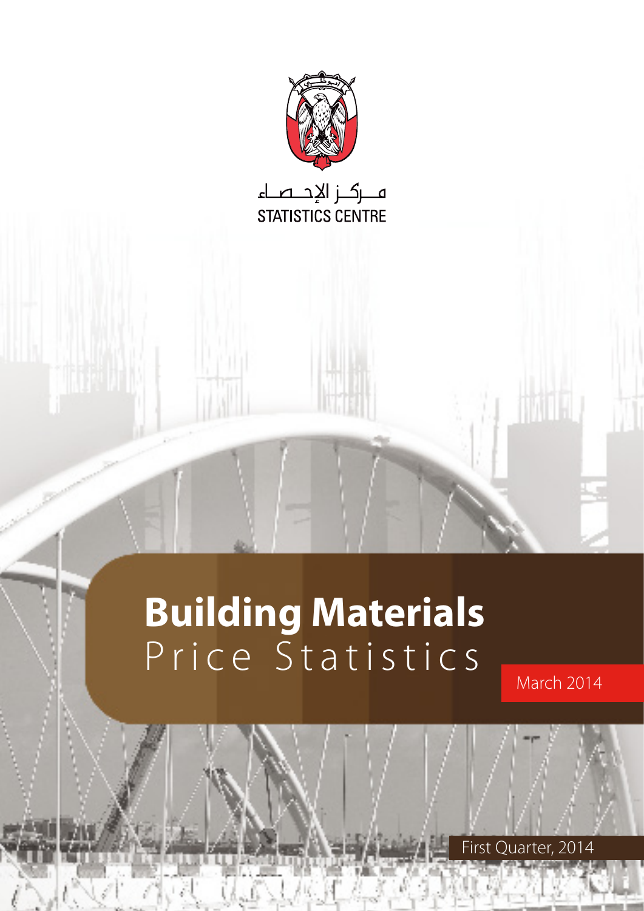مــركـز الإحــصـاء

STATISTICS CENTRE

# Building Materials Price Statistics

March 2014

First Quarter, 2014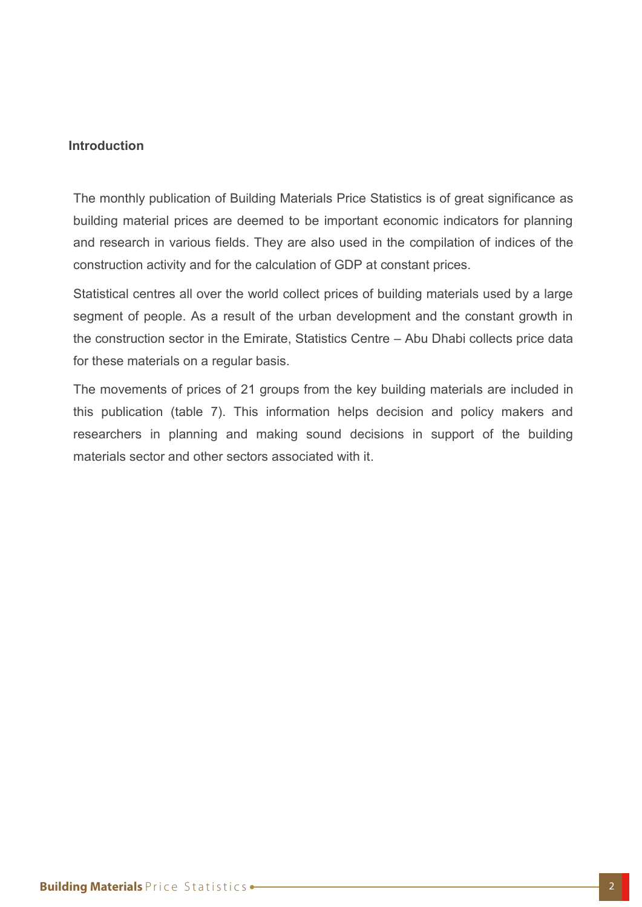## Introduction

The monthly publication of Building Materials Price Statistics is of great significance as building material prices are deemed to be important economic indicators for planning and research in various fields. They are also used in the compilation of indices of the construction activity and for the calculation of GDP at constant prices.

Statistical centres all over the world collect prices of building materials used by a large segment of people. As a result of the urban development and the constant growth in the construction sector in the Emirate, Statistics Centre – Abu Dhabi collects price data for these materials on a regular basis.

The movements of prices of 21 groups from the key building materials are included in this publication (table 7). This information helps decision and policy makers and researchers in planning and making sound decisions in support of the building materials sector and other sectors associated with it.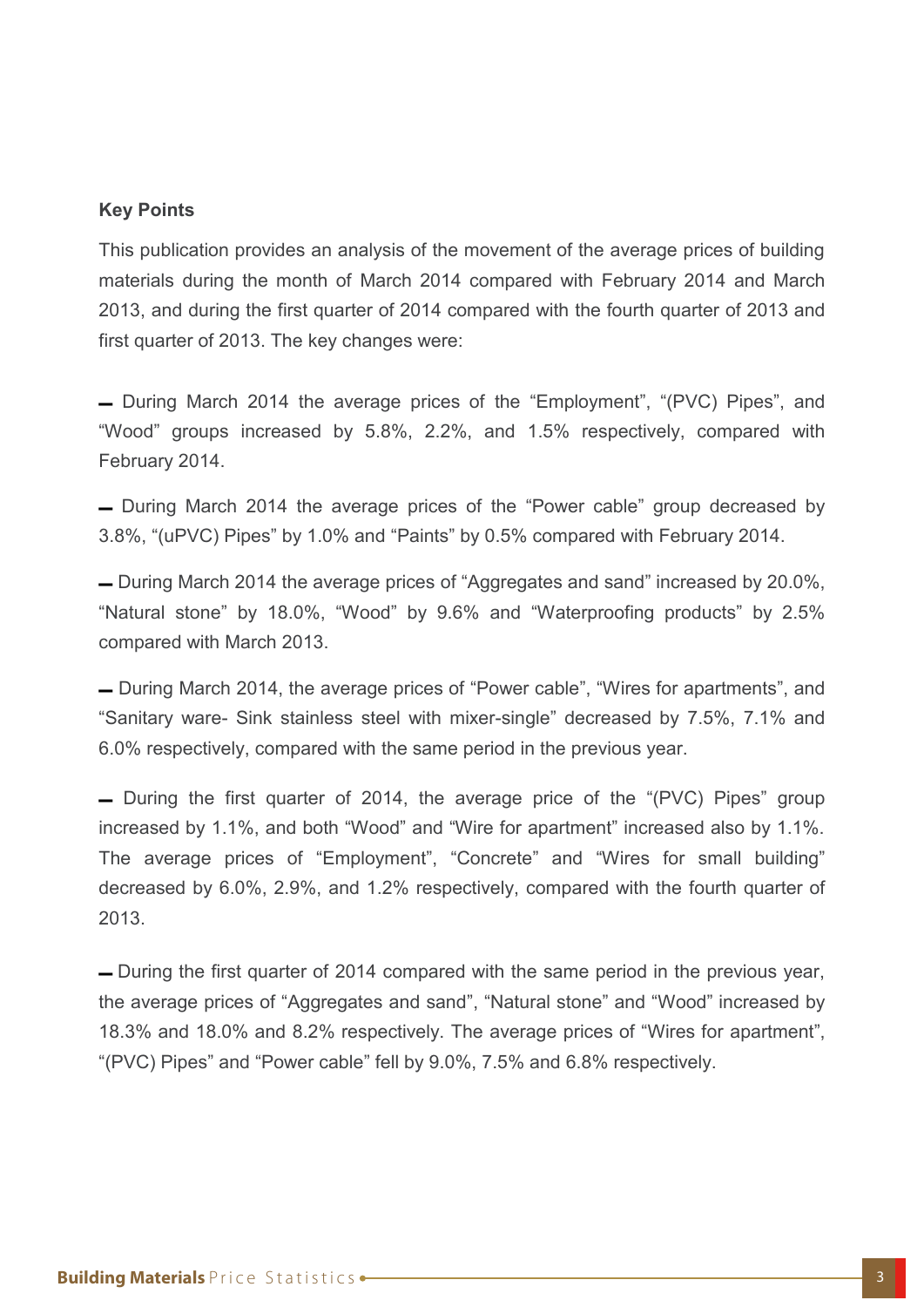**Key Points**

This publication provides an analysis of the movement of the average prices of building materials during the month of March 2014 compared with February 2014 and March 2013, and during the first quarter of 2014 compared with the fourth quarter of 2013 and first quarter of 2013. The key changes were:

- During March 2014 the average prices of the “Employment”, “(PVC) Pipes”, and “Wood” groups increased by 5.8%, 2.2%, and 1.5% respectively, compared with February 2014.

- During March 2014 the average prices of the “Power cable” group decreased by 3.8%, “(uPVC) Pipes” by 1.0% and “Paints” by 0.5% compared with February 2014.

- During March 2014 the average prices of “Aggregates and sand” increased by 20.0%, “Natural stone” by 18.0%, “Wood” by 9.6% and “Waterproofing products” by 2.5% compared with March 2013.

- During March 2014, the average prices of “Power cable”, “Wires for apartments”, and “Sanitary ware- Sink stainless steel with mixer-single” decreased by 7.5%, 7.1% and 6.0% respectively, compared with the same period in the previous year.

- During the first quarter of 2014, the average price of the “(PVC) Pipes” group increased by 1.1%, and both “Wood” and “Wire for apartment” increased also by 1.1%. The average prices of “Employment”, “Concrete” and “Wires for small building” decreased by 6.0%, 2.9%, and 1.2% respectively, compared with the fourth quarter of 2013.

- During the first quarter of 2014 compared with the same period in the previous year, the average prices of “Aggregates and sand”, “Natural stone” and “Wood” increased by 18.3% and 18.0% and 8.2% respectively. The average prices of “Wires for apartment”, “(PVC) Pipes” and “Power cable” fell by 9.0%, 7.5% and 6.8% respectively.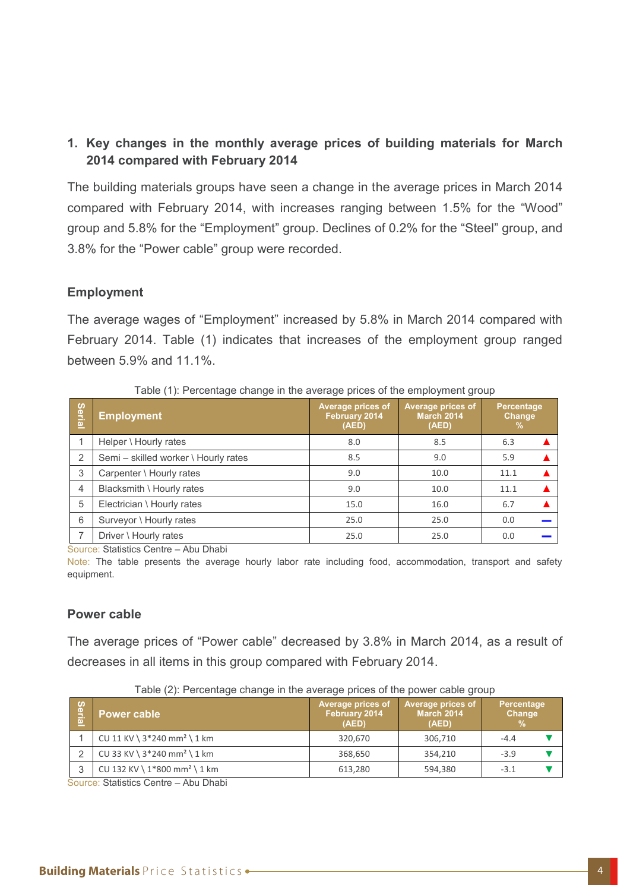## 1. Key changes in the monthly average prices of building materials for March 2014 compared with February 2014

The building materials groups have seen a change in the average prices in March 2014 compared with February 2014, with increases ranging between 1.5% for the "Wood" group and 5.8% for the "Employment" group. Declines of 0.2% for the "Steel" group, and 3.8% for the "Power cable" group were recorded.

### Employment

The average wages of "Employment" increased by 5.8% in March 2014 compared with February 2014. Table (1) indicates that increases of the employment group ranged between 5.9% and 11.1%.

Table (1): Percentage change in the average prices of the employment group

| Serial | Employment | Average prices of February 2014 (AED) | Average prices of March 2014 (AED) | Percentage Change % |
|---|---|---|---|---|
| 1 | Helper \ Hourly rates | 8.0 | 8.5 | 6.3 ▲ |
| 2 | Semi – skilled worker \ Hourly rates | 8.5 | 9.0 | 5.9 ▲ |
| 3 | Carpenter \ Hourly rates | 9.0 | 10.0 | 11.1 ▲ |
| 4 | Blacksmith \ Hourly rates | 9.0 | 10.0 | 11.1 ▲ |
| 5 | Electrician \ Hourly rates | 15.0 | 16.0 | 6.7 ▲ |
| 6 | Surveyor \ Hourly rates | 25.0 | 25.0 | 0.0 — |
| 7 | Driver \ Hourly rates | 25.0 | 25.0 | 0.0 — |

Source: Statistics Centre – Abu Dhabi

Note: The table presents the average hourly labor rate including food, accommodation, transport and safety equipment.

### Power cable

The average prices of "Power cable" decreased by 3.8% in March 2014, as a result of decreases in all items in this group compared with February 2014.

Table (2): Percentage change in the average prices of the power cable group

| Serial | Power cable | Average prices of February 2014 (AED) | Average prices of March 2014 (AED) | Percentage Change % |
|---|---|---|---|---|
| 1 | CU 11 KV \ 3*240 mm² \ 1 km | 320,670 | 306,710 | -4.4 ▼ |
| 2 | CU 33 KV \ 3*240 mm² \ 1 km | 368,650 | 354,210 | -3.9 ▼ |
| 3 | CU 132 KV \ 1*800 mm² \ 1 km | 613,280 | 594,380 | -3.1 ▼ |

Source: Statistics Centre – Abu Dhabi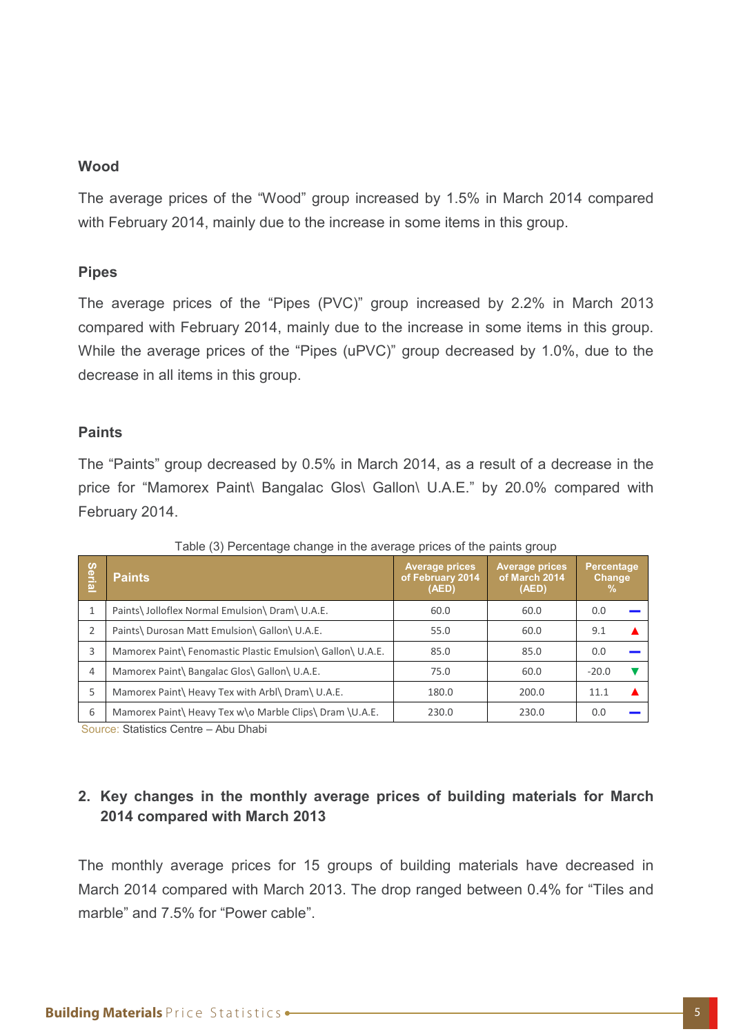### Wood

The average prices of the “Wood” group increased by 1.5% in March 2014 compared with February 2014, mainly due to the increase in some items in this group.

### Pipes

The average prices of the “Pipes (PVC)” group increased by 2.2% in March 2013 compared with February 2014, mainly due to the increase in some items in this group. While the average prices of the “Pipes (uPVC)” group decreased by 1.0%, due to the decrease in all items in this group.

### Paints

The “Paints” group decreased by 0.5% in March 2014, as a result of a decrease in the price for “Mamorex Paint\ Bangalac Glos\ Gallon\ U.A.E.” by 20.0% compared with February 2014.

Table (3) Percentage change in the average prices of the paints group

| Serial | Paints | Average prices of February 2014 (AED) | Average prices of March 2014 (AED) | Percentage Change % |
|---|---|---|---|---|
| 1 | Paints\ Jolloflex Normal Emulsion\ Dram\ U.A.E. | 60.0 | 60.0 | 0.0 |
| 2 | Paints\ Durosan Matt Emulsion\ Gallon\ U.A.E. | 55.0 | 60.0 | 9.1 ▲ |
| 3 | Mamorex Paint\ Fenomastic Plastic Emulsion\ Gallon\ U.A.E. | 85.0 | 85.0 | 0.0 |
| 4 | Mamorex Paint\ Bangalac Glos\ Gallon\ U.A.E. | 75.0 | 60.0 | -20.0 ▼ |
| 5 | Mamorex Paint\ Heavy Tex with Arbl\ Dram\ U.A.E. | 180.0 | 200.0 | 11.1 ▲ |
| 6 | Mamorex Paint\ Heavy Tex w\o Marble Clips\ Dram \U.A.E. | 230.0 | 230.0 | 0.0 |

Source: Statistics Centre – Abu Dhabi

## 2. Key changes in the monthly average prices of building materials for March 2014 compared with March 2013

The monthly average prices for 15 groups of building materials have decreased in March 2014 compared with March 2013. The drop ranged between 0.4% for “Tiles and marble” and 7.5% for “Power cable”.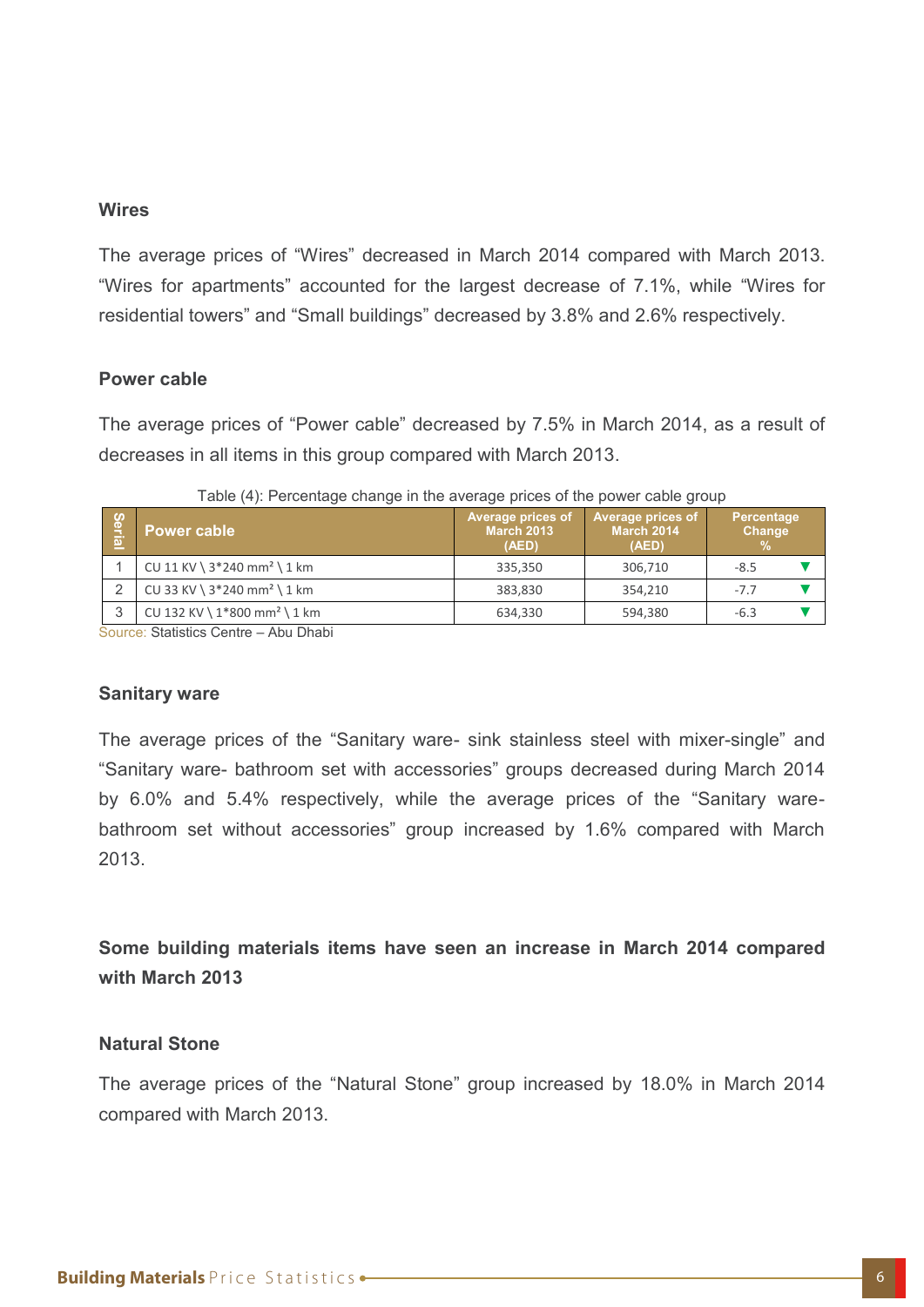### Wires

The average prices of "Wires" decreased in March 2014 compared with March 2013. "Wires for apartments" accounted for the largest decrease of 7.1%, while "Wires for residential towers" and "Small buildings" decreased by 3.8% and 2.6% respectively.

### Power cable

The average prices of "Power cable" decreased by 7.5% in March 2014, as a result of decreases in all items in this group compared with March 2013.

Table (4): Percentage change in the average prices of the power cable group

| Serial | Power cable | Average prices of March 2013 (AED) | Average prices of March 2014 (AED) | Percentage Change % |
|---|---|---|---|---|
| 1 | CU 11 KV \ 3*240 mm² \ 1 km | 335,350 | 306,710 | -8.5 ▼ |
| 2 | CU 33 KV \ 3*240 mm² \ 1 km | 383,830 | 354,210 | -7.7 ▼ |
| 3 | CU 132 KV \ 1*800 mm² \ 1 km | 634,330 | 594,380 | -6.3 ▼ |

Source: Statistics Centre – Abu Dhabi

### Sanitary ware

The average prices of the "Sanitary ware- sink stainless steel with mixer-single" and "Sanitary ware- bathroom set with accessories" groups decreased during March 2014 by 6.0% and 5.4% respectively, while the average prices of the "Sanitary ware- bathroom set without accessories" group increased by 1.6% compared with March 2013.

## Some building materials items have seen an increase in March 2014 compared with March 2013

### Natural Stone

The average prices of the "Natural Stone" group increased by 18.0% in March 2014 compared with March 2013.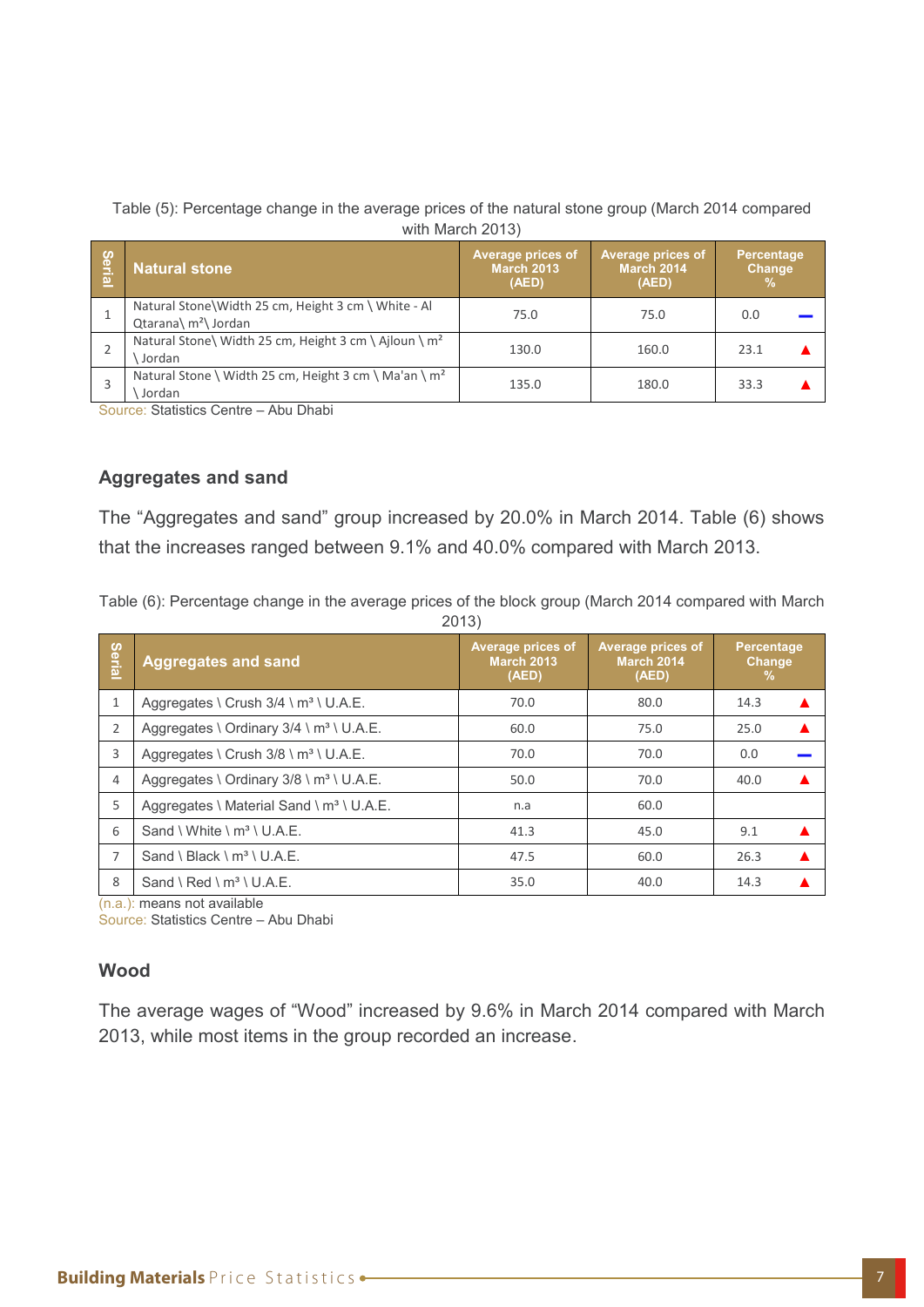Table (5): Percentage change in the average prices of the natural stone group (March 2014 compared with March 2013)

| Serial | Natural stone | Average prices of March 2013 (AED) | Average prices of March 2014 (AED) | Percentage Change % | |
|---|---|---|---|---|---|
| 1 | Natural Stone\Width 25 cm, Height 3 cm \ White - Al Qtarana\ m²\ Jordan | 75.0 | 75.0 | 0.0 | ▬ |
| 2 | Natural Stone\ Width 25 cm, Height 3 cm \ Ajloun \ m² \ Jordan | 130.0 | 160.0 | 23.1 | ▲ |
| 3 | Natural Stone \ Width 25 cm, Height 3 cm \ Ma'an \ m² \ Jordan | 135.0 | 180.0 | 33.3 | ▲ |

Source: Statistics Centre – Abu Dhabi

### Aggregates and sand

The “Aggregates and sand” group increased by 20.0% in March 2014. Table (6) shows that the increases ranged between 9.1% and 40.0% compared with March 2013.

Table (6): Percentage change in the average prices of the block group (March 2014 compared with March 2013)

| Serial | Aggregates and sand | Average prices of March 2013 (AED) | Average prices of March 2014 (AED) | Percentage Change % | |
|---|---|---|---|---|---|
| 1 | Aggregates \ Crush 3/4 \ m³ \ U.A.E. | 70.0 | 80.0 | 14.3 | ▲ |
| 2 | Aggregates \ Ordinary 3/4 \ m³ \ U.A.E. | 60.0 | 75.0 | 25.0 | ▲ |
| 3 | Aggregates \ Crush 3/8 \ m³ \ U.A.E. | 70.0 | 70.0 | 0.0 | ▬ |
| 4 | Aggregates \ Ordinary 3/8 \ m³ \ U.A.E. | 50.0 | 70.0 | 40.0 | ▲ |
| 5 | Aggregates \ Material Sand \ m³ \ U.A.E. | n.a | 60.0 | | |
| 6 | Sand \ White \ m³ \ U.A.E. | 41.3 | 45.0 | 9.1 | ▲ |
| 7 | Sand \ Black \ m³ \ U.A.E. | 47.5 | 60.0 | 26.3 | ▲ |
| 8 | Sand \ Red \ m³ \ U.A.E. | 35.0 | 40.0 | 14.3 | ▲ |

(n.a.): means not available

Source: Statistics Centre – Abu Dhabi

### Wood

The average wages of “Wood” increased by 9.6% in March 2014 compared with March 2013, while most items in the group recorded an increase.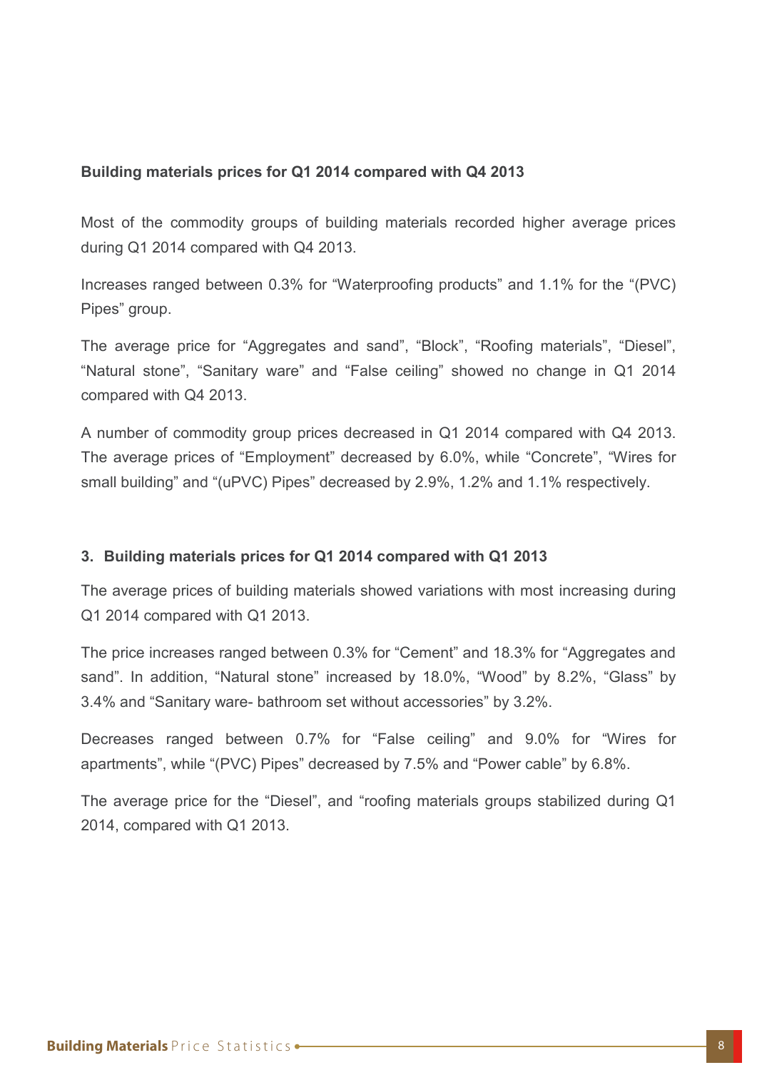**Building materials prices for Q1 2014 compared with Q4 2013**

Most of the commodity groups of building materials recorded higher average prices during Q1 2014 compared with Q4 2013.

Increases ranged between 0.3% for “Waterproofing products” and 1.1% for the “(PVC) Pipes” group.

The average price for “Aggregates and sand”, “Block”, “Roofing materials”, “Diesel”, “Natural stone”, “Sanitary ware” and “False ceiling” showed no change in Q1 2014 compared with Q4 2013.

A number of commodity group prices decreased in Q1 2014 compared with Q4 2013. The average prices of “Employment” decreased by 6.0%, while “Concrete”, “Wires for small building” and “(uPVC) Pipes” decreased by 2.9%, 1.2% and 1.1% respectively.

## 3. Building materials prices for Q1 2014 compared with Q1 2013

The average prices of building materials showed variations with most increasing during Q1 2014 compared with Q1 2013.

The price increases ranged between 0.3% for “Cement” and 18.3% for “Aggregates and sand”. In addition, “Natural stone” increased by 18.0%, “Wood” by 8.2%, “Glass” by 3.4% and “Sanitary ware- bathroom set without accessories” by 3.2%.

Decreases ranged between 0.7% for “False ceiling” and 9.0% for “Wires for apartments”, while “(PVC) Pipes” decreased by 7.5% and “Power cable” by 6.8%.

The average price for the “Diesel”, and “roofing materials groups stabilized during Q1 2014, compared with Q1 2013.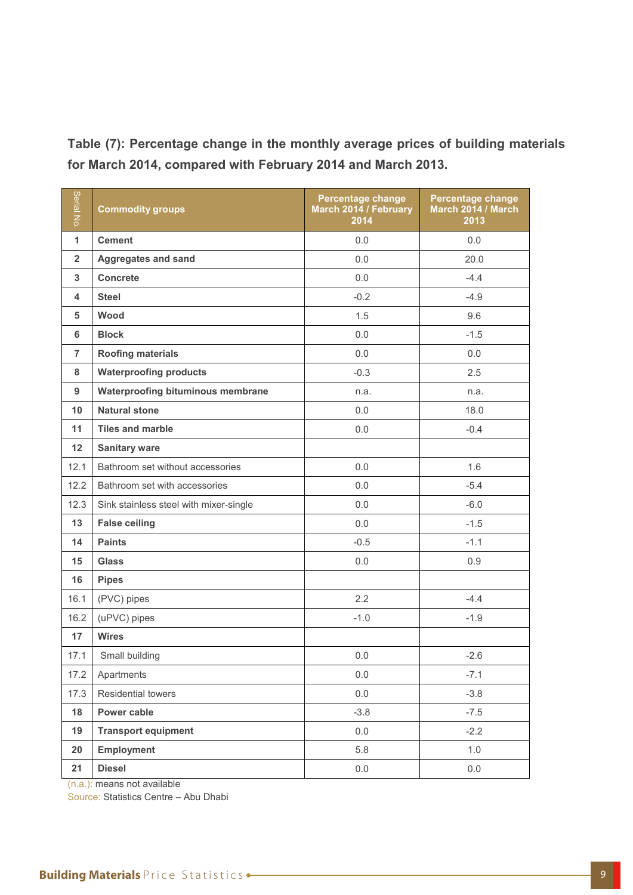**Table (7): Percentage change in the monthly average prices of building materials for March 2014, compared with February 2014 and March 2013.**

| Serial No. | Commodity groups | Percentage change March 2014 / February 2014 | Percentage change March 2014 / March 2013 |
|---|---|---|---|
| 1 | **Cement** | 0.0 | 0.0 |
| 2 | **Aggregates and sand** | 0.0 | 20.0 |
| 3 | **Concrete** | 0.0 | -4.4 |
| 4 | **Steel** | -0.2 | -4.9 |
| 5 | **Wood** | 1.5 | 9.6 |
| 6 | **Block** | 0.0 | -1.5 |
| 7 | **Roofing materials** | 0.0 | 0.0 |
| 8 | **Waterproofing products** | -0.3 | 2.5 |
| 9 | **Waterproofing bituminous membrane** | n.a. | n.a. |
| 10 | **Natural stone** | 0.0 | 18.0 |
| 11 | **Tiles and marble** | 0.0 | -0.4 |
| 12 | **Sanitary ware** | | |
| 12.1 | Bathroom set without accessories | 0.0 | 1.6 |
| 12.2 | Bathroom set with accessories | 0.0 | -5.4 |
| 12.3 | Sink stainless steel with mixer-single | 0.0 | -6.0 |
| 13 | **False ceiling** | 0.0 | -1.5 |
| 14 | **Paints** | -0.5 | -1.1 |
| 15 | **Glass** | 0.0 | 0.9 |
| 16 | **Pipes** | | |
| 16.1 | (PVC) pipes | 2.2 | -4.4 |
| 16.2 | (uPVC) pipes | -1.0 | -1.9 |
| 17 | **Wires** | | |
| 17.1 | Small building | 0.0 | -2.6 |
| 17.2 | Apartments | 0.0 | -7.1 |
| 17.3 | Residential towers | 0.0 | -3.8 |
| 18 | **Power cable** | -3.8 | -7.5 |
| 19 | **Transport equipment** | 0.0 | -2.2 |
| 20 | **Employment** | 5.8 | 1.0 |
| 21 | **Diesel** | 0.0 | 0.0 |

(n.a.): means not available

Source: Statistics Centre – Abu Dhabi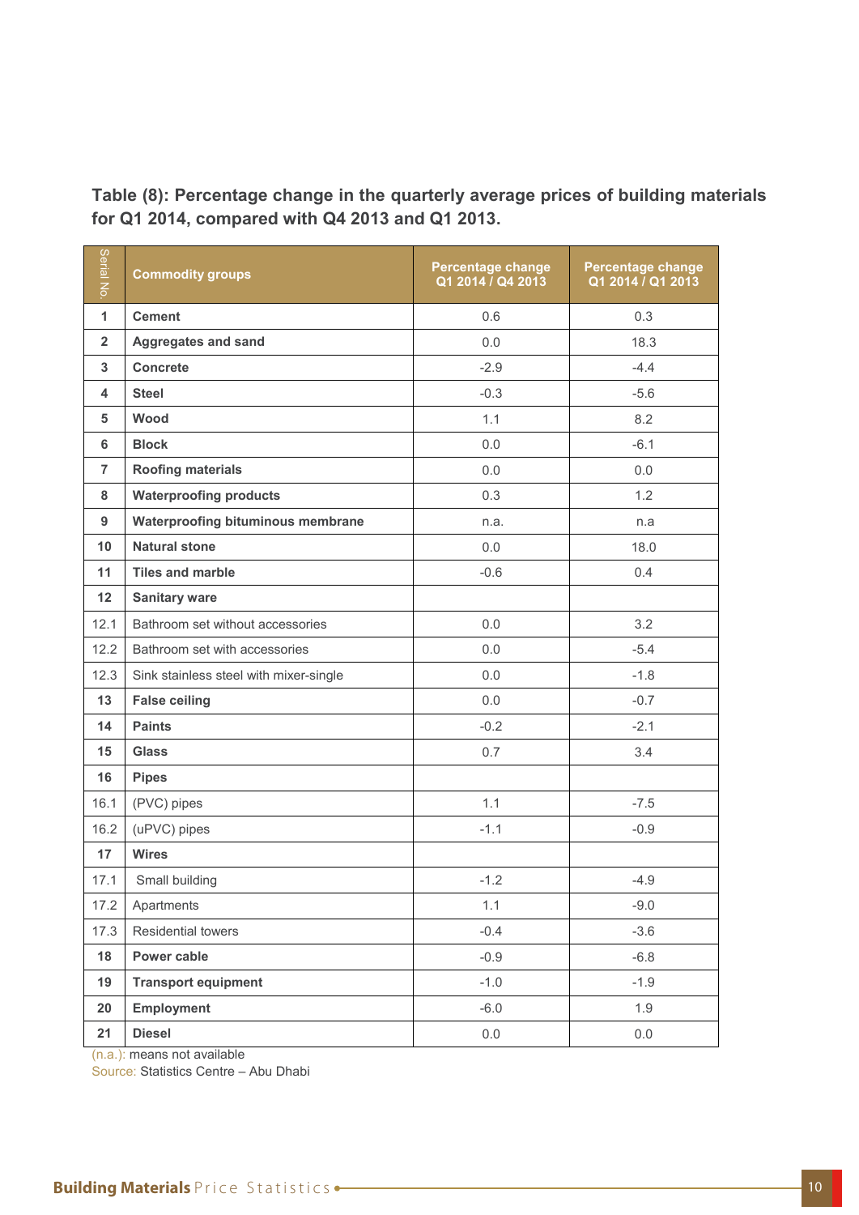**Table (8): Percentage change in the quarterly average prices of building materials for Q1 2014, compared with Q4 2013 and Q1 2013.**

| Serial No. | Commodity groups | Percentage change Q1 2014 / Q4 2013 | Percentage change Q1 2014 / Q1 2013 |
|---|---|---|---|
| 1 | **Cement** | 0.6 | 0.3 |
| 2 | **Aggregates and sand** | 0.0 | 18.3 |
| 3 | **Concrete** | -2.9 | -4.4 |
| 4 | **Steel** | -0.3 | -5.6 |
| 5 | **Wood** | 1.1 | 8.2 |
| 6 | **Block** | 0.0 | -6.1 |
| 7 | **Roofing materials** | 0.0 | 0.0 |
| 8 | **Waterproofing products** | 0.3 | 1.2 |
| 9 | **Waterproofing bituminous membrane** | n.a. | n.a |
| 10 | **Natural stone** | 0.0 | 18.0 |
| 11 | **Tiles and marble** | -0.6 | 0.4 |
| 12 | **Sanitary ware** | | |
| 12.1 | Bathroom set without accessories | 0.0 | 3.2 |
| 12.2 | Bathroom set with accessories | 0.0 | -5.4 |
| 12.3 | Sink stainless steel with mixer-single | 0.0 | -1.8 |
| 13 | **False ceiling** | 0.0 | -0.7 |
| 14 | **Paints** | -0.2 | -2.1 |
| 15 | **Glass** | 0.7 | 3.4 |
| 16 | **Pipes** | | |
| 16.1 | (PVC) pipes | 1.1 | -7.5 |
| 16.2 | (uPVC) pipes | -1.1 | -0.9 |
| 17 | **Wires** | | |
| 17.1 | Small building | -1.2 | -4.9 |
| 17.2 | Apartments | 1.1 | -9.0 |
| 17.3 | Residential towers | -0.4 | -3.6 |
| 18 | **Power cable** | -0.9 | -6.8 |
| 19 | **Transport equipment** | -1.0 | -1.9 |
| 20 | **Employment** | -6.0 | 1.9 |
| 21 | **Diesel** | 0.0 | 0.0 |

(n.a.): means not available
Source: Statistics Centre – Abu Dhabi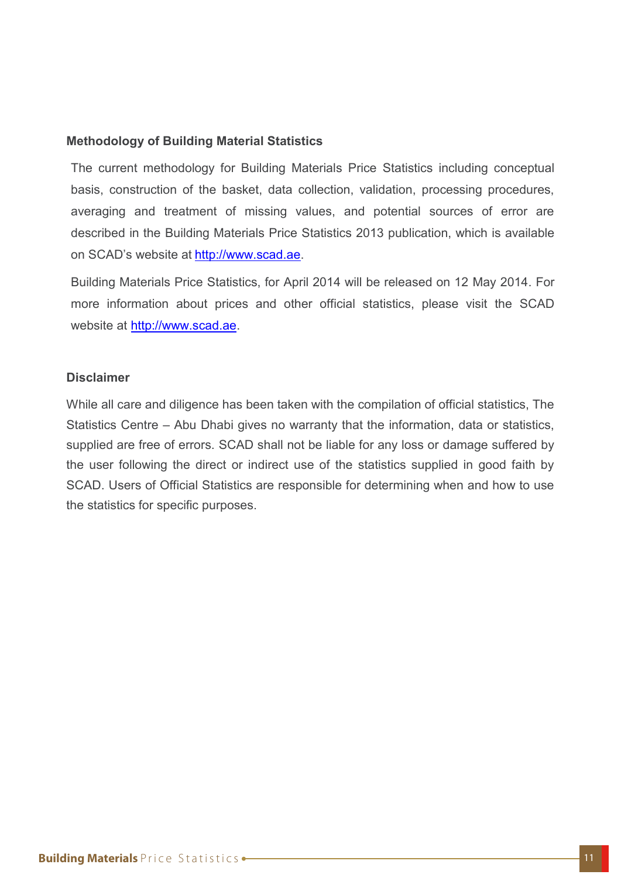## Methodology of Building Material Statistics

The current methodology for Building Materials Price Statistics including conceptual basis, construction of the basket, data collection, validation, processing procedures, averaging and treatment of missing values, and potential sources of error are described in the Building Materials Price Statistics 2013 publication, which is available on SCAD's website at http://www.scad.ae.

Building Materials Price Statistics, for April 2014 will be released on 12 May 2014. For more information about prices and other official statistics, please visit the SCAD website at http://www.scad.ae.

## Disclaimer

While all care and diligence has been taken with the compilation of official statistics, The Statistics Centre – Abu Dhabi gives no warranty that the information, data or statistics, supplied are free of errors. SCAD shall not be liable for any loss or damage suffered by the user following the direct or indirect use of the statistics supplied in good faith by SCAD. Users of Official Statistics are responsible for determining when and how to use the statistics for specific purposes.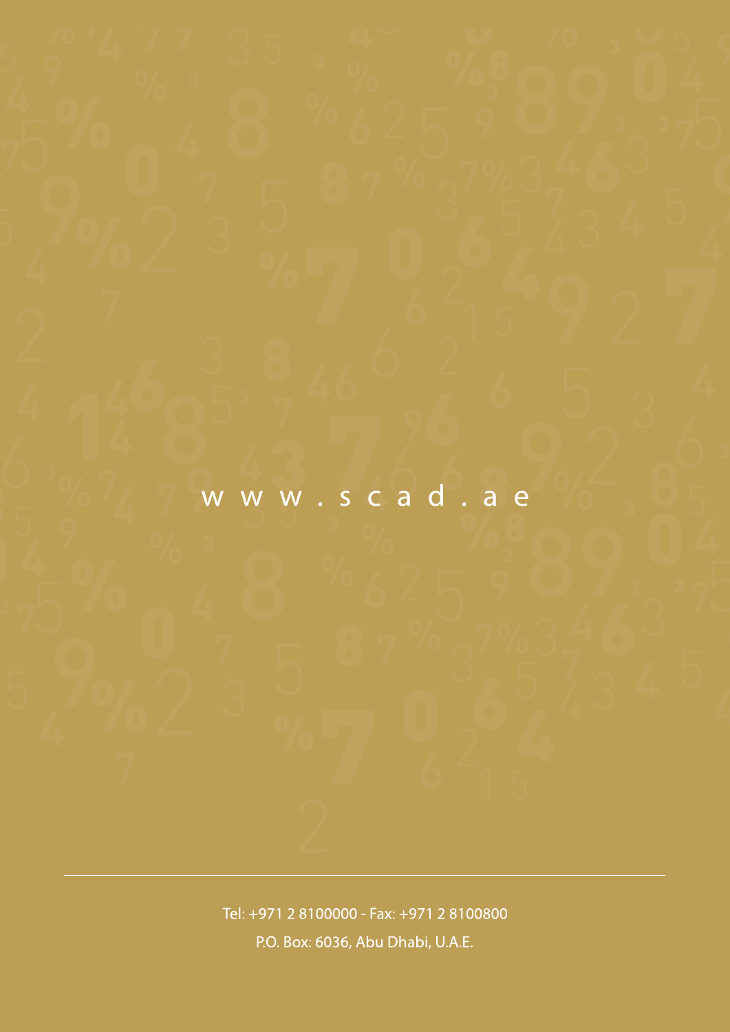www.scad.ae

Tel: +971 2 8100000 - Fax: +971 2 8100800

P.O. Box: 6036, Abu Dhabi, U.A.E.